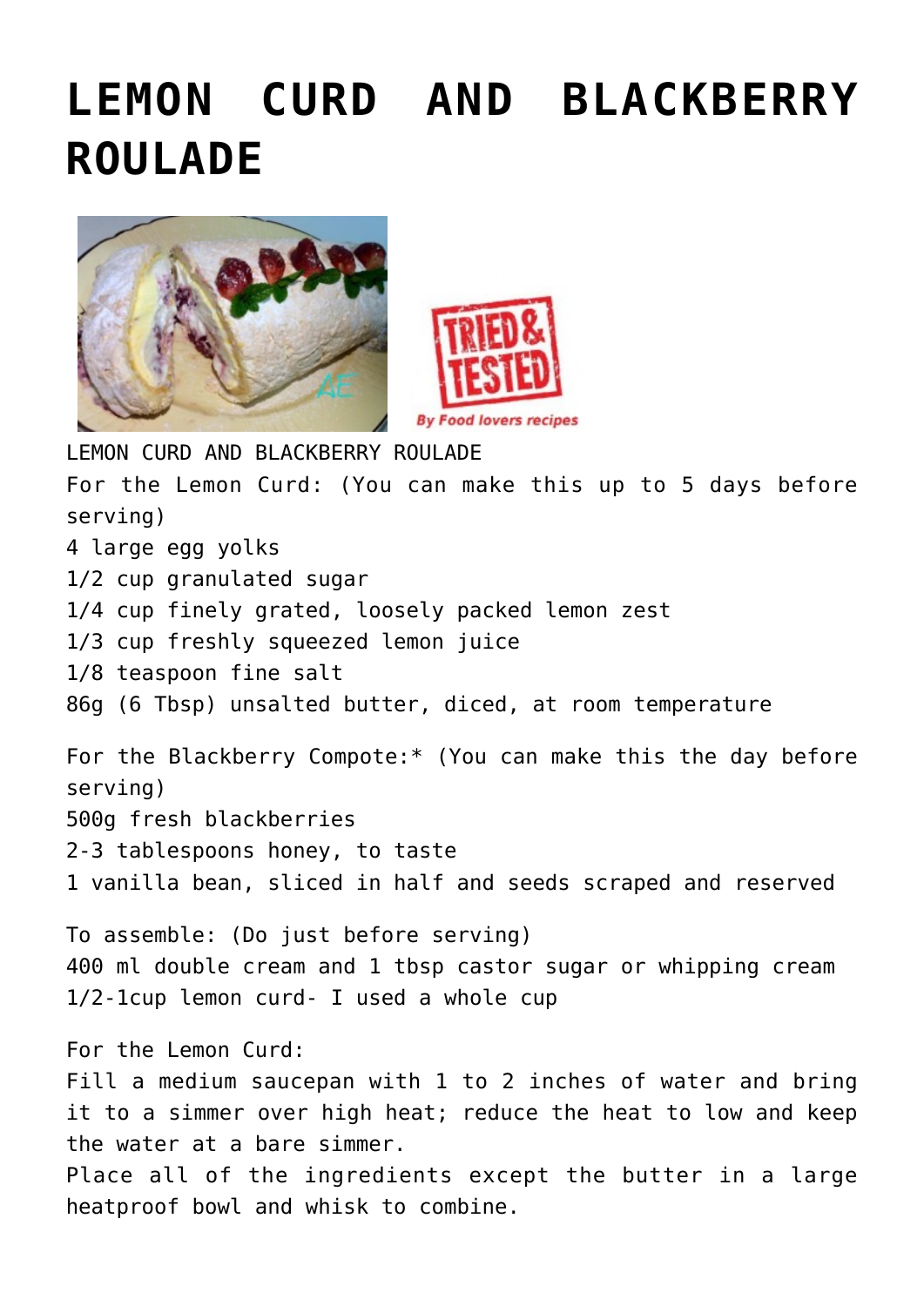# LEMON CURD AND BLACKBERRY ROULADE

LEMON CURD AND BLACKBERRY ROULADE

For the Lemon Curd: (You can make this up to 5 days before serving)

4 large egg yolks
1/2 cup granulated sugar
1/4 cup finely grated, loosely packed lemon zest
1/3 cup freshly squeezed lemon juice
1/8 teaspoon fine salt
86g (6 Tbsp) unsalted butter, diced, at room temperature

For the Blackberry Compote:* (You can make this the day before serving)

500g fresh blackberries
2-3 tablespoons honey, to taste
1 vanilla bean, sliced in half and seeds scraped and reserved

To assemble: (Do just before serving)

400 ml double cream and 1 tbsp castor sugar or whipping cream
1/2-1cup lemon curd- I used a whole cup

For the Lemon Curd:

Fill a medium saucepan with 1 to 2 inches of water and bring it to a simmer over high heat; reduce the heat to low and keep the water at a bare simmer.

Place all of the ingredients except the butter in a large heatproof bowl and whisk to combine.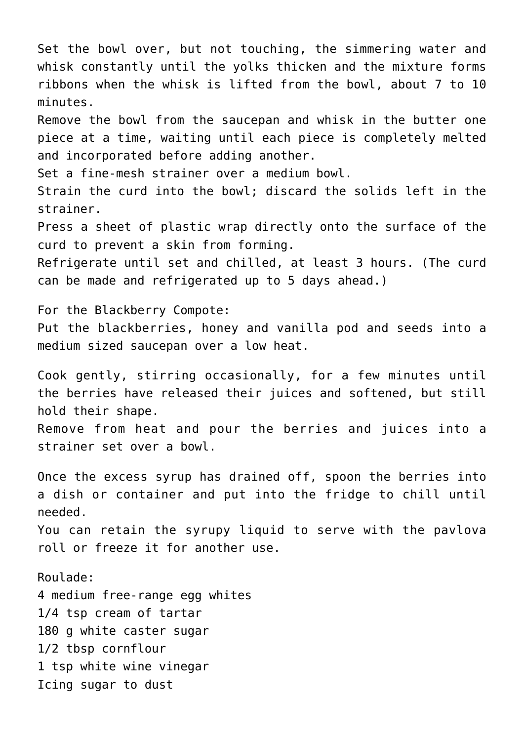Set the bowl over, but not touching, the simmering water and whisk constantly until the yolks thicken and the mixture forms ribbons when the whisk is lifted from the bowl, about 7 to 10 minutes.

Remove the bowl from the saucepan and whisk in the butter one piece at a time, waiting until each piece is completely melted and incorporated before adding another.

Set a fine-mesh strainer over a medium bowl.

Strain the curd into the bowl; discard the solids left in the strainer.

Press a sheet of plastic wrap directly onto the surface of the curd to prevent a skin from forming.

Refrigerate until set and chilled, at least 3 hours. (The curd can be made and refrigerated up to 5 days ahead.)

For the Blackberry Compote:

Put the blackberries, honey and vanilla pod and seeds into a medium sized saucepan over a low heat.

Cook gently, stirring occasionally, for a few minutes until the berries have released their juices and softened, but still hold their shape.

Remove from heat and pour the berries and juices into a strainer set over a bowl.

Once the excess syrup has drained off, spoon the berries into a dish or container and put into the fridge to chill until needed.

You can retain the syrupy liquid to serve with the pavlova roll or freeze it for another use.

Roulade:

4 medium free-range egg whites
1/4 tsp cream of tartar
180 g white caster sugar
1/2 tbsp cornflour
1 tsp white wine vinegar
Icing sugar to dust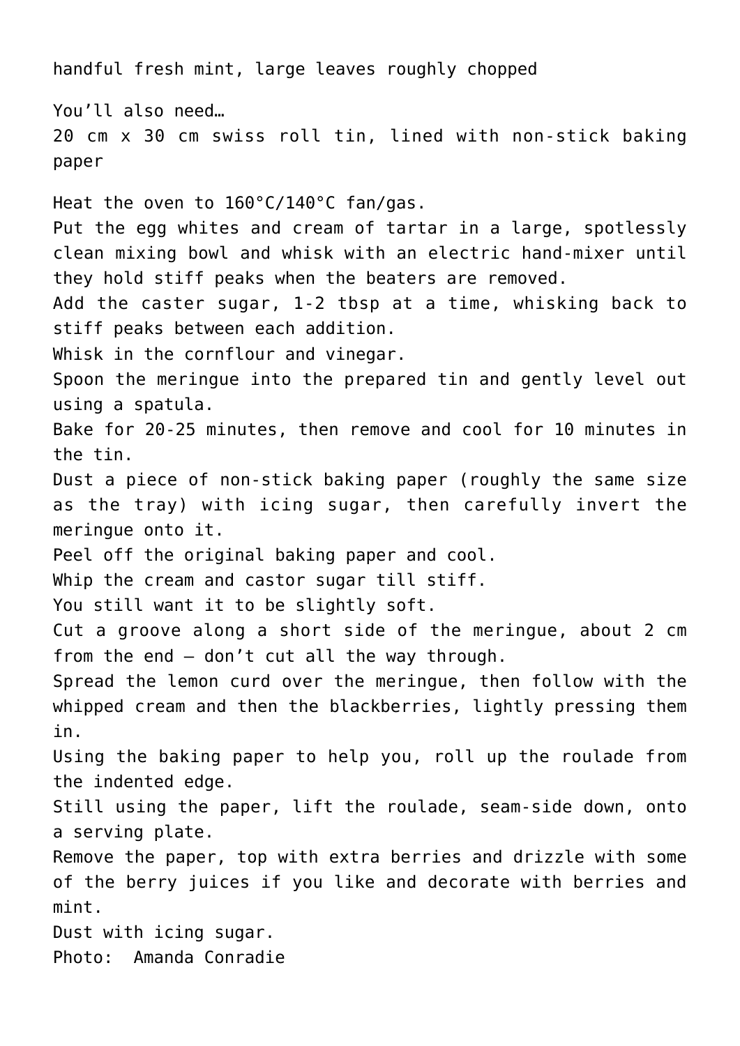handful fresh mint, large leaves roughly chopped

You'll also need…
20 cm x 30 cm swiss roll tin, lined with non-stick baking paper

Heat the oven to 160°C/140°C fan/gas.
Put the egg whites and cream of tartar in a large, spotlessly clean mixing bowl and whisk with an electric hand-mixer until they hold stiff peaks when the beaters are removed.
Add the caster sugar, 1-2 tbsp at a time, whisking back to stiff peaks between each addition.
Whisk in the cornflour and vinegar.
Spoon the meringue into the prepared tin and gently level out using a spatula.
Bake for 20-25 minutes, then remove and cool for 10 minutes in the tin.
Dust a piece of non-stick baking paper (roughly the same size as the tray) with icing sugar, then carefully invert the meringue onto it.
Peel off the original baking paper and cool.
Whip the cream and castor sugar till stiff.
You still want it to be slightly soft.
Cut a groove along a short side of the meringue, about 2 cm from the end – don't cut all the way through.
Spread the lemon curd over the meringue, then follow with the whipped cream and then the blackberries, lightly pressing them in.
Using the baking paper to help you, roll up the roulade from the indented edge.
Still using the paper, lift the roulade, seam-side down, onto a serving plate.
Remove the paper, top with extra berries and drizzle with some of the berry juices if you like and decorate with berries and mint.
Dust with icing sugar.
Photo: Amanda Conradie